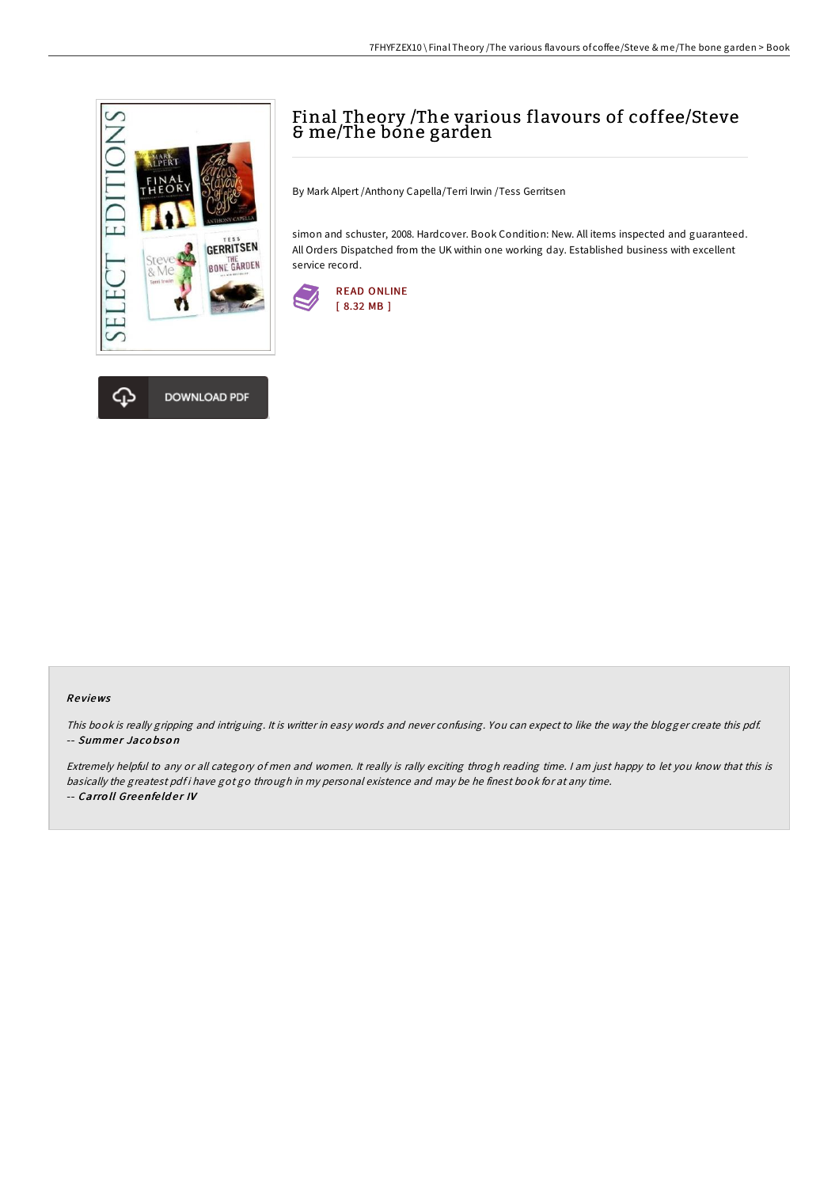# Final Theory /The various flavours of coffee/Steve & me/The bone garden

By Mark Alpert /Anthony Capella/Terri Irwin /Tess Gerritsen

simon and schuster, 2008. Hardcover. Book Condition: New. All items inspected and guaranteed. All Orders Dispatched from the UK within one working day. Established business with excellent service record.

READ ONLINE
[ 8.32 MB ]

DOWNLOAD PDF

## Reviews

*This book is really gripping and intriguing. It is writter in easy words and never confusing. You can expect to like the way the blogger create this pdf.*
-- ***Summer Jacobson***

*Extremely helpful to any or all category of men and women. It really is rally exciting throgh reading time. I am just happy to let you know that this is basically the greatest pdf i have got go through in my personal existence and may be he finest book for at any time.*
-- ***Carroll Greenfelder IV***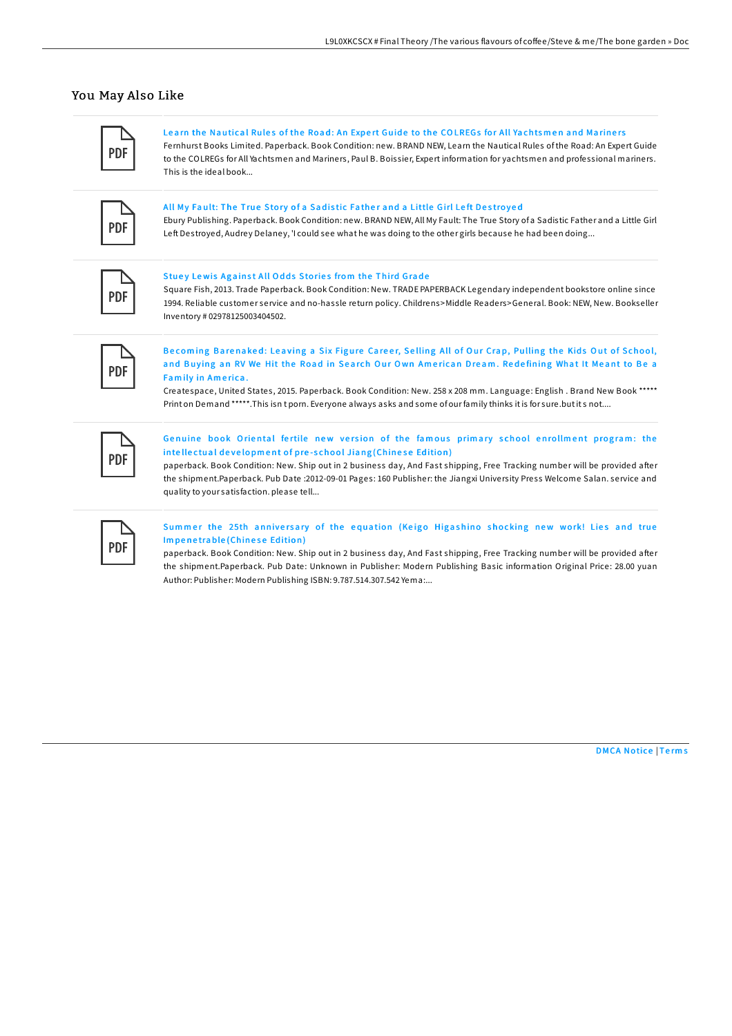## You May Also Like

PDF

**Learn the Nautical Rules of the Road: An Expert Guide to the COLREGs for All Yachtsmen and Mariners**

Fernhurst Books Limited. Paperback. Book Condition: new. BRAND NEW, Learn the Nautical Rules of the Road: An Expert Guide to the COLREGs for All Yachtsmen and Mariners, Paul B. Boissier, Expert information for yachtsmen and professional mariners. This is the ideal book...

PDF

**All My Fault: The True Story of a Sadistic Father and a Little Girl Left Destroyed**

Ebury Publishing. Paperback. Book Condition: new. BRAND NEW, All My Fault: The True Story of a Sadistic Father and a Little Girl Left Destroyed, Audrey Delaney, 'I could see what he was doing to the other girls because he had been doing...

PDF

**Stuey Lewis Against All Odds Stories from the Third Grade**

Square Fish, 2013. Trade Paperback. Book Condition: New. TRADE PAPERBACK Legendary independent bookstore online since 1994. Reliable customer service and no-hassle return policy. Childrens>Middle Readers>General. Book: NEW, New. Bookseller Inventory # 02978125003404502.

PDF

**Becoming Barenaked: Leaving a Six Figure Career, Selling All of Our Crap, Pulling the Kids Out of School, and Buying an RV We Hit the Road in Search Our Own American Dream. Redefining What It Meant to Be a Family in America.**

Createspace, United States, 2015. Paperback. Book Condition: New. 258 x 208 mm. Language: English . Brand New Book ***** Print on Demand *****.This isn t porn. Everyone always asks and some of our family thinks it is for sure.but it s not....

PDF

**Genuine book Oriental fertile new version of the famous primary school enrollment program: the intellectual development of pre-school Jiang(Chinese Edition)**

paperback. Book Condition: New. Ship out in 2 business day, And Fast shipping, Free Tracking number will be provided after the shipment.Paperback. Pub Date :2012-09-01 Pages: 160 Publisher: the Jiangxi University Press Welcome Salan. service and quality to your satisfaction. please tell...

PDF

**Summer the 25th anniversary of the equation (Keigo Higashino shocking new work! Lies and true Impenetrable(Chinese Edition)**

paperback. Book Condition: New. Ship out in 2 business day, And Fast shipping, Free Tracking number will be provided after the shipment.Paperback. Pub Date: Unknown in Publisher: Modern Publishing Basic information Original Price: 28.00 yuan Author: Publisher: Modern Publishing ISBN: 9.787.514.307.542 Yema:...

DMCA Notice | Terms